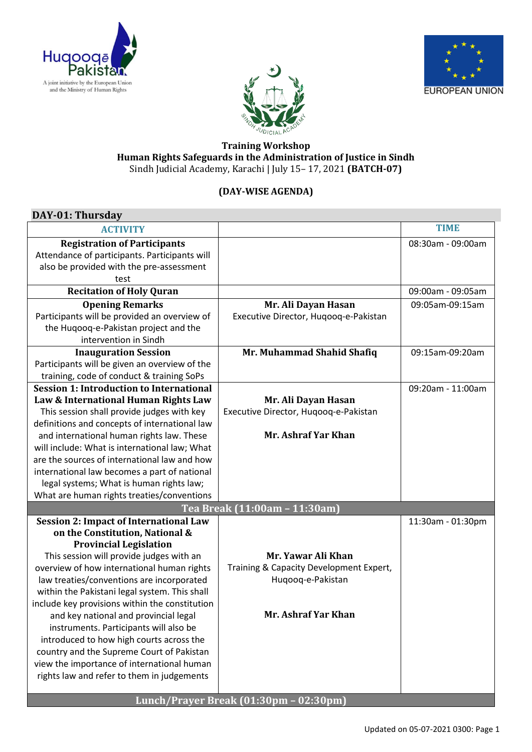Huqooq-e-Pakistan — A joint initiative by the European Union and the Ministry of Human Rights

SINDH JUDICIAL ACADEMY

EUROPEAN UNION

**Training Workshop**
**Human Rights Safeguards in the Administration of Justice in Sindh**
Sindh Judicial Academy, Karachi | July 15– 17, 2021 **(BATCH-07)**

**(DAY-WISE AGENDA)**

## DAY-01: Thursday

| ACTIVITY | | TIME |
|---|---|---|
| **Registration of Participants**<br>Attendance of participants. Participants will also be provided with the pre-assessment test | | 08:30am - 09:00am |
| **Recitation of Holy Quran** | | 09:00am - 09:05am |
| **Opening Remarks**<br>Participants will be provided an overview of the Huqooq-e-Pakistan project and the intervention in Sindh | **Mr. Ali Dayan Hasan**<br>Executive Director, Huqooq-e-Pakistan | 09:05am-09:15am |
| **Inauguration Session**<br>Participants will be given an overview of the training, code of conduct & training SoPs | **Mr. Muhammad Shahid Shafiq** | 09:15am-09:20am |
| **Session 1: Introduction to International Law & International Human Rights Law**<br>This session shall provide judges with key definitions and concepts of international law and international human rights law. These will include: What is international law; What are the sources of international law and how international law becomes a part of national legal systems; What is human rights law; What are human rights treaties/conventions | **Mr. Ali Dayan Hasan**<br>Executive Director, Huqooq-e-Pakistan<br><br>**Mr. Ashraf Yar Khan** | 09:20am - 11:00am |
| **Tea Break (11:00am – 11:30am)** | | |
| **Session 2: Impact of International Law on the Constitution, National & Provincial Legislation**<br>This session will provide judges with an overview of how international human rights law treaties/conventions are incorporated within the Pakistani legal system. This shall include key provisions within the constitution and key national and provincial legal instruments. Participants will also be introduced to how high courts across the country and the Supreme Court of Pakistan view the importance of international human rights law and refer to them in judgements | **Mr. Yawar Ali Khan**<br>Training & Capacity Development Expert, Huqooq-e-Pakistan<br><br>**Mr. Ashraf Yar Khan** | 11:30am - 01:30pm |
| **Lunch/Prayer Break (01:30pm – 02:30pm)** | | |

Updated on 05-07-2021 0300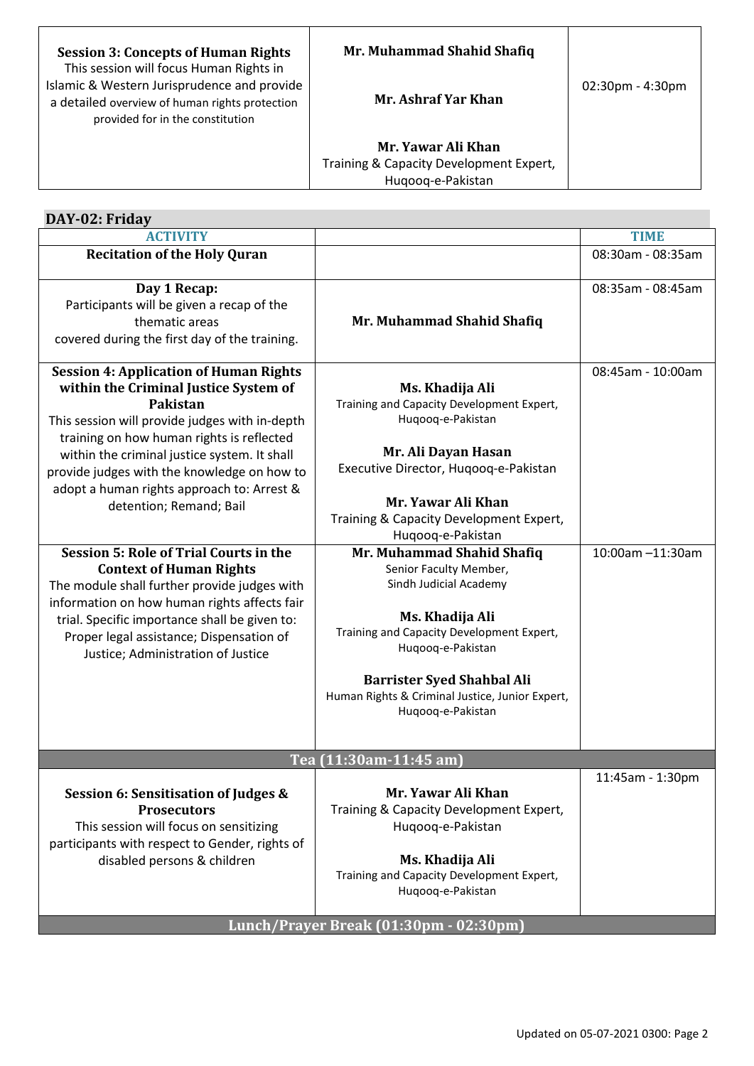| | | |
|---|---|---|
| **Session 3: Concepts of Human Rights**<br>This session will focus Human Rights in Islamic & Western Jurisprudence and provide a detailed overview of human rights protection provided for in the constitution | **Mr. Muhammad Shahid Shafiq**<br><br>**Mr. Ashraf Yar Khan**<br><br>**Mr. Yawar Ali Khan**<br>Training & Capacity Development Expert, Huqooq-e-Pakistan | 02:30pm - 4:30pm |

## DAY-02: Friday

| ACTIVITY | | TIME |
|---|---|---|
| **Recitation of the Holy Quran** | | 08:30am - 08:35am |
| **Day 1 Recap:**<br>Participants will be given a recap of the thematic areas covered during the first day of the training. | **Mr. Muhammad Shahid Shafiq** | 08:35am - 08:45am |
| **Session 4: Application of Human Rights within the Criminal Justice System of Pakistan**<br>This session will provide judges with in-depth training on how human rights is reflected within the criminal justice system. It shall provide judges with the knowledge on how to adopt a human rights approach to: Arrest & detention; Remand; Bail | **Ms. Khadija Ali**<br>Training and Capacity Development Expert, Huqooq-e-Pakistan<br><br>**Mr. Ali Dayan Hasan**<br>Executive Director, Huqooq-e-Pakistan<br><br>**Mr. Yawar Ali Khan**<br>Training & Capacity Development Expert, Huqooq-e-Pakistan | 08:45am - 10:00am |
| **Session 5: Role of Trial Courts in the Context of Human Rights**<br>The module shall further provide judges with information on how human rights affects fair trial. Specific importance shall be given to: Proper legal assistance; Dispensation of Justice; Administration of Justice | **Mr. Muhammad Shahid Shafiq**<br>Senior Faculty Member, Sindh Judicial Academy<br><br>**Ms. Khadija Ali**<br>Training and Capacity Development Expert, Huqooq-e-Pakistan<br><br>**Barrister Syed Shahbal Ali**<br>Human Rights & Criminal Justice, Junior Expert, Huqooq-e-Pakistan | 10:00am –11:30am |
| **Tea (11:30am-11:45 am)** | | |
| **Session 6: Sensitisation of Judges & Prosecutors**<br>This session will focus on sensitizing participants with respect to Gender, rights of disabled persons & children | **Mr. Yawar Ali Khan**<br>Training & Capacity Development Expert, Huqooq-e-Pakistan<br><br>**Ms. Khadija Ali**<br>Training and Capacity Development Expert, Huqooq-e-Pakistan | 11:45am - 1:30pm |
| **Lunch/Prayer Break (01:30pm - 02:30pm)** | | |

Updated on 05-07-2021 0300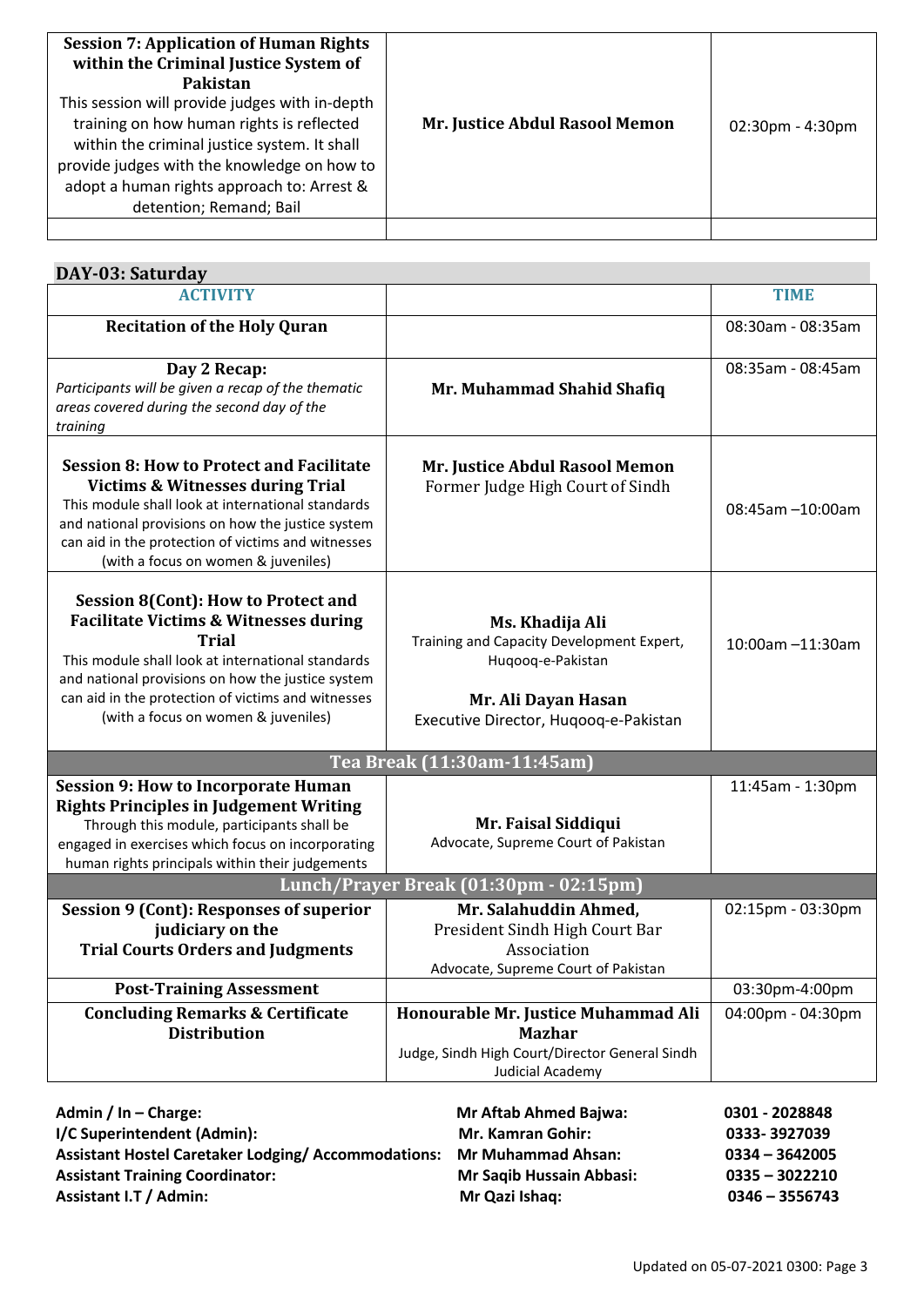| **Session 7: Application of Human Rights within the Criminal Justice System of Pakistan** This session will provide judges with in-depth training on how human rights is reflected within the criminal justice system. It shall provide judges with the knowledge on how to adopt a human rights approach to: Arrest & detention; Remand; Bail | **Mr. Justice Abdul Rasool Memon** | 02:30pm - 4:30pm |
|---|---|---|
| | | |

## DAY-03: Saturday

| ACTIVITY | | TIME |
|---|---|---|
| **Recitation of the Holy Quran** | | 08:30am - 08:35am |
| **Day 2 Recap:** *Participants will be given a recap of the thematic areas covered during the second day of the training* | **Mr. Muhammad Shahid Shafiq** | 08:35am - 08:45am |
| **Session 8: How to Protect and Facilitate Victims & Witnesses during Trial** This module shall look at international standards and national provisions on how the justice system can aid in the protection of victims and witnesses (with a focus on women & juveniles) | **Mr. Justice Abdul Rasool Memon** Former Judge High Court of Sindh | 08:45am –10:00am |
| **Session 8(Cont): How to Protect and Facilitate Victims & Witnesses during Trial** This module shall look at international standards and national provisions on how the justice system can aid in the protection of victims and witnesses (with a focus on women & juveniles) | **Ms. Khadija Ali** Training and Capacity Development Expert, Huqooq-e-Pakistan **Mr. Ali Dayan Hasan** Executive Director, Huqooq-e-Pakistan | 10:00am –11:30am |
| **Tea Break (11:30am-11:45am)** | | |
| **Session 9: How to Incorporate Human Rights Principles in Judgement Writing** Through this module, participants shall be engaged in exercises which focus on incorporating human rights principals within their judgements | **Mr. Faisal Siddiqui** Advocate, Supreme Court of Pakistan | 11:45am - 1:30pm |
| **Lunch/Prayer Break (01:30pm - 02:15pm)** | | |
| **Session 9 (Cont): Responses of superior judiciary on the Trial Courts Orders and Judgments** | **Mr. Salahuddin Ahmed,** President Sindh High Court Bar Association Advocate, Supreme Court of Pakistan | 02:15pm - 03:30pm |
| **Post-Training Assessment** | | 03:30pm-4:00pm |
| **Concluding Remarks & Certificate Distribution** | **Honourable Mr. Justice Muhammad Ali Mazhar** Judge, Sindh High Court/Director General Sindh Judicial Academy | 04:00pm - 04:30pm |

| | | |
|---|---|---|
| **Admin / In – Charge:** | **Mr Aftab Ahmed Bajwa:** | **0301 - 2028848** |
| **I/C Superintendent (Admin):** | **Mr. Kamran Gohir:** | **0333- 3927039** |
| **Assistant Hostel Caretaker Lodging/ Accommodations:** | **Mr Muhammad Ahsan:** | **0334 – 3642005** |
| **Assistant Training Coordinator:** | **Mr Saqib Hussain Abbasi:** | **0335 – 3022210** |
| **Assistant I.T / Admin:** | **Mr Qazi Ishaq:** | **0346 – 3556743** |

Updated on 05-07-2021 0300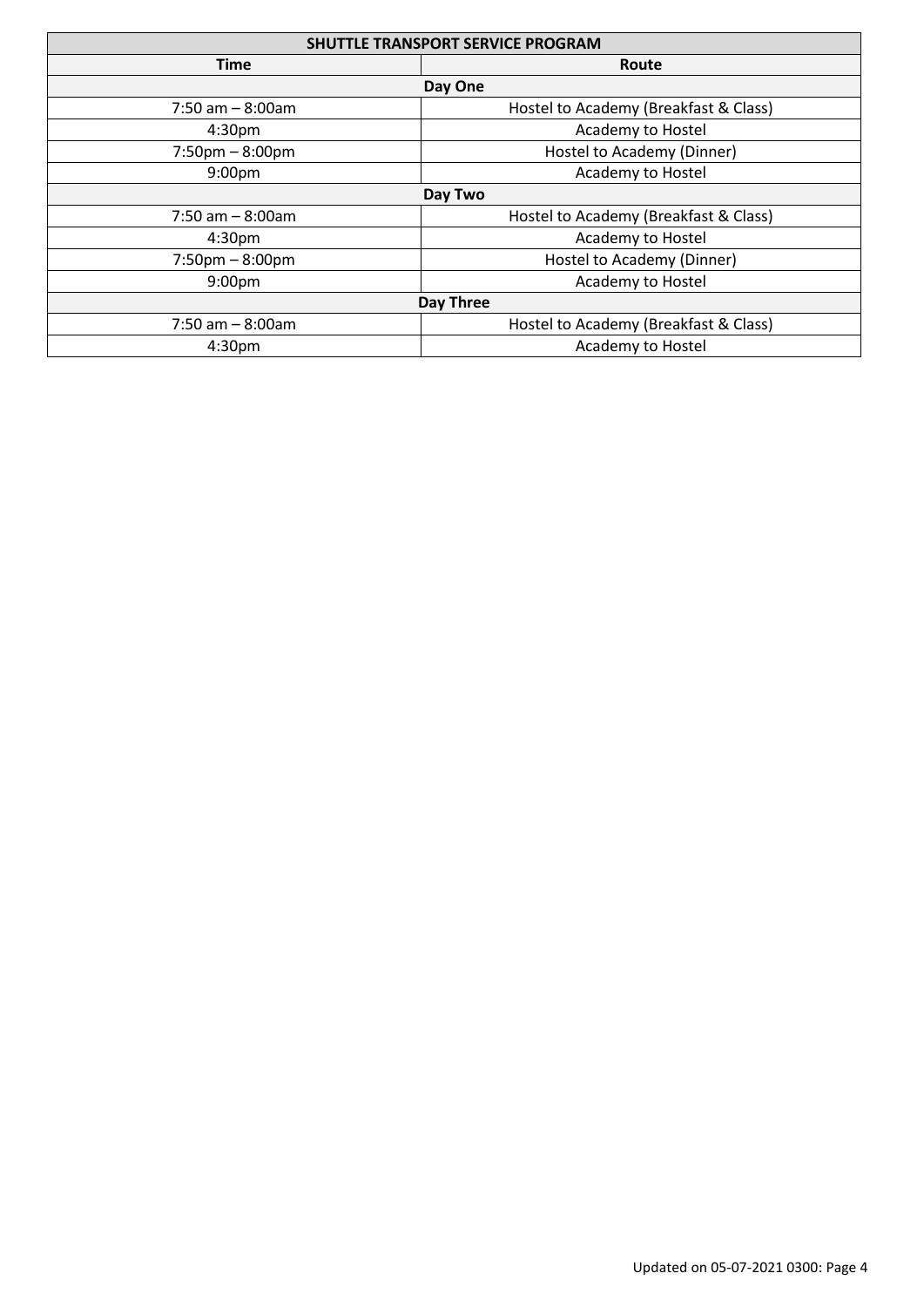| SHUTTLE TRANSPORT SERVICE PROGRAM | |
|---|---|
| **Time** | **Route** |
| **Day One** | |
| 7:50 am – 8:00am | Hostel to Academy (Breakfast & Class) |
| 4:30pm | Academy to Hostel |
| 7:50pm – 8:00pm | Hostel to Academy (Dinner) |
| 9:00pm | Academy to Hostel |
| **Day Two** | |
| 7:50 am – 8:00am | Hostel to Academy (Breakfast & Class) |
| 4:30pm | Academy to Hostel |
| 7:50pm – 8:00pm | Hostel to Academy (Dinner) |
| 9:00pm | Academy to Hostel |
| **Day Three** | |
| 7:50 am – 8:00am | Hostel to Academy (Breakfast & Class) |
| 4:30pm | Academy to Hostel |